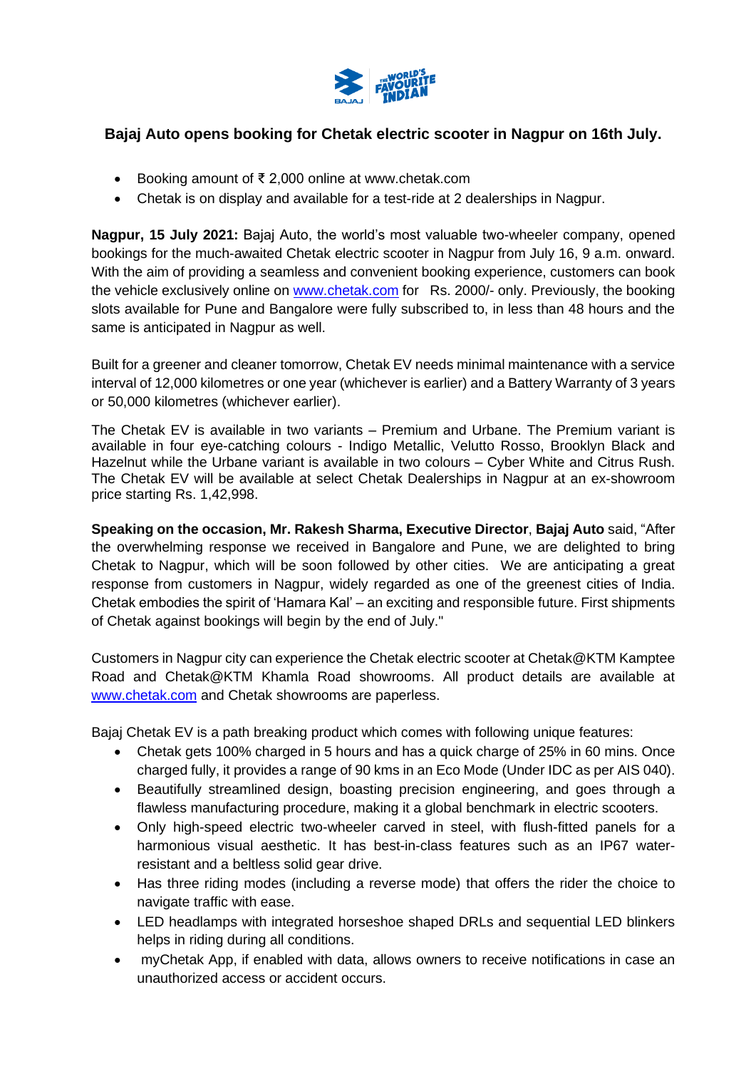## Bajaj Auto opens booking for Chetak electric scooter in Nagpur on 16th July.

- Booking amount of ₹ 2,000 online at www.chetak.com
- Chetak is on display and available for a test-ride at 2 dealerships in Nagpur.

**Nagpur, 15 July 2021:** Bajaj Auto, the world's most valuable two-wheeler company, opened bookings for the much-awaited Chetak electric scooter in Nagpur from July 16, 9 a.m. onward. With the aim of providing a seamless and convenient booking experience, customers can book the vehicle exclusively online on www.chetak.com for Rs. 2000/- only. Previously, the booking slots available for Pune and Bangalore were fully subscribed to, in less than 48 hours and the same is anticipated in Nagpur as well.

Built for a greener and cleaner tomorrow, Chetak EV needs minimal maintenance with a service interval of 12,000 kilometres or one year (whichever is earlier) and a Battery Warranty of 3 years or 50,000 kilometres (whichever earlier).

The Chetak EV is available in two variants – Premium and Urbane. The Premium variant is available in four eye-catching colours - Indigo Metallic, Velutto Rosso, Brooklyn Black and Hazelnut while the Urbane variant is available in two colours – Cyber White and Citrus Rush. The Chetak EV will be available at select Chetak Dealerships in Nagpur at an ex-showroom price starting Rs. 1,42,998.

**Speaking on the occasion, Mr. Rakesh Sharma, Executive Director**, **Bajaj Auto** said, "After the overwhelming response we received in Bangalore and Pune, we are delighted to bring Chetak to Nagpur, which will be soon followed by other cities. We are anticipating a great response from customers in Nagpur, widely regarded as one of the greenest cities of India. Chetak embodies the spirit of 'Hamara Kal' – an exciting and responsible future. First shipments of Chetak against bookings will begin by the end of July."

Customers in Nagpur city can experience the Chetak electric scooter at Chetak@KTM Kamptee Road and Chetak@KTM Khamla Road showrooms. All product details are available at www.chetak.com and Chetak showrooms are paperless.

Bajaj Chetak EV is a path breaking product which comes with following unique features:

- Chetak gets 100% charged in 5 hours and has a quick charge of 25% in 60 mins. Once charged fully, it provides a range of 90 kms in an Eco Mode (Under IDC as per AIS 040).
- Beautifully streamlined design, boasting precision engineering, and goes through a flawless manufacturing procedure, making it a global benchmark in electric scooters.
- Only high-speed electric two-wheeler carved in steel, with flush-fitted panels for a harmonious visual aesthetic. It has best-in-class features such as an IP67 water-resistant and a beltless solid gear drive.
- Has three riding modes (including a reverse mode) that offers the rider the choice to navigate traffic with ease.
- LED headlamps with integrated horseshoe shaped DRLs and sequential LED blinkers helps in riding during all conditions.
- myChetak App, if enabled with data, allows owners to receive notifications in case an unauthorized access or accident occurs.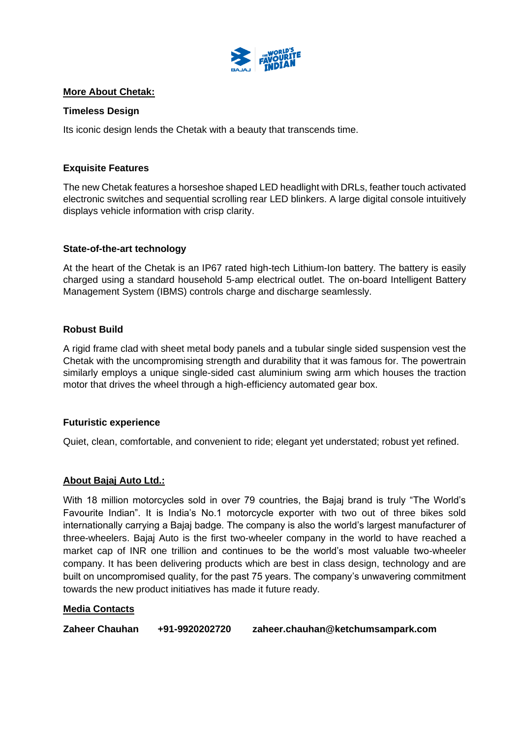**More About Chetak:**

**Timeless Design**

Its iconic design lends the Chetak with a beauty that transcends time.

**Exquisite Features**

The new Chetak features a horseshoe shaped LED headlight with DRLs, feather touch activated electronic switches and sequential scrolling rear LED blinkers. A large digital console intuitively displays vehicle information with crisp clarity.

**State-of-the-art technology**

At the heart of the Chetak is an IP67 rated high-tech Lithium-Ion battery. The battery is easily charged using a standard household 5-amp electrical outlet. The on-board Intelligent Battery Management System (IBMS) controls charge and discharge seamlessly.

**Robust Build**

A rigid frame clad with sheet metal body panels and a tubular single sided suspension vest the Chetak with the uncompromising strength and durability that it was famous for. The powertrain similarly employs a unique single-sided cast aluminium swing arm which houses the traction motor that drives the wheel through a high-efficiency automated gear box.

**Futuristic experience**

Quiet, clean, comfortable, and convenient to ride; elegant yet understated; robust yet refined.

**About Bajaj Auto Ltd.:**

With 18 million motorcycles sold in over 79 countries, the Bajaj brand is truly "The World's Favourite Indian". It is India's No.1 motorcycle exporter with two out of three bikes sold internationally carrying a Bajaj badge. The company is also the world's largest manufacturer of three-wheelers. Bajaj Auto is the first two-wheeler company in the world to have reached a market cap of INR one trillion and continues to be the world's most valuable two-wheeler company. It has been delivering products which are best in class design, technology and are built on uncompromised quality, for the past 75 years. The company's unwavering commitment towards the new product initiatives has made it future ready.

**Media Contacts**

**Zaheer Chauhan** **+91-9920202720** **zaheer.chauhan@ketchumsampark.com**